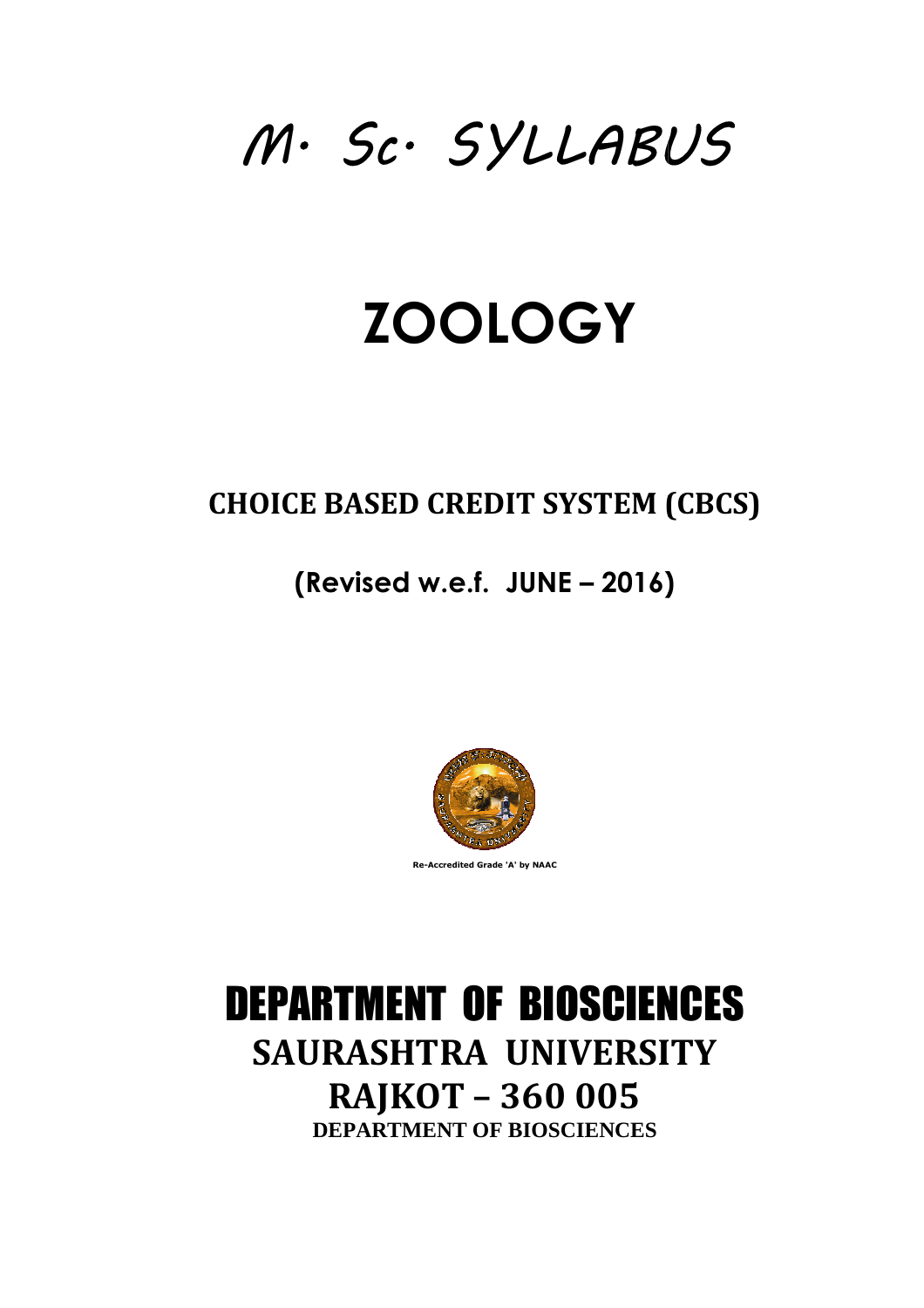# M. Sc. SYLLABUS

# ZOOLOGY

## CHOICE BASED CREDIT SYSTEM (CBCS)

**(Revised w.e.f. JUNE – 2016)**

Re-Accredited Grade 'A' by NAAC

# DEPARTMENT OF BIOSCIENCES

## SAURASHTRA UNIVERSITY

## RAJKOT – 360 005

**DEPARTMENT OF BIOSCIENCES**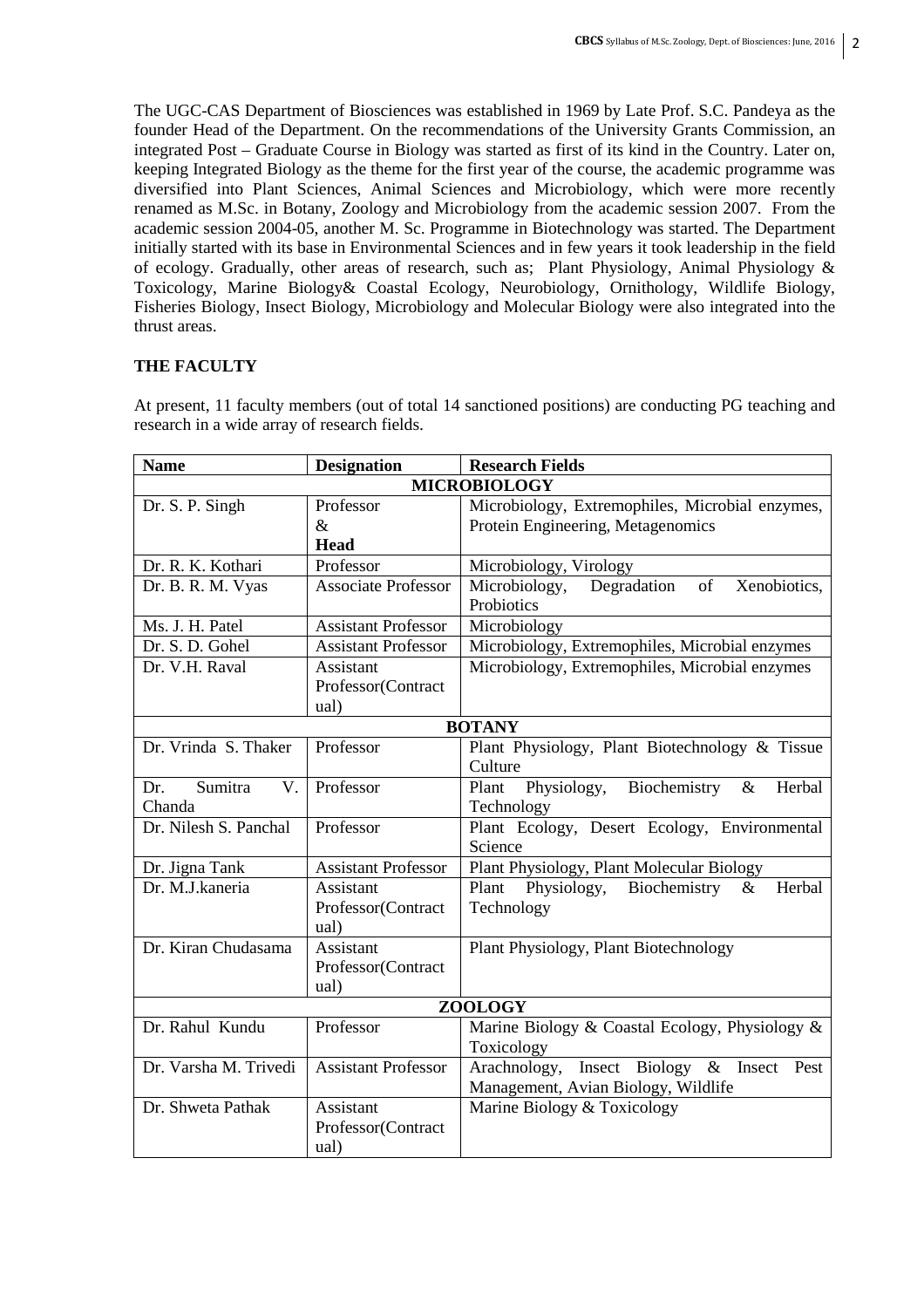The UGC-CAS Department of Biosciences was established in 1969 by Late Prof. S.C. Pandeya as the founder Head of the Department. On the recommendations of the University Grants Commission, an integrated Post – Graduate Course in Biology was started as first of its kind in the Country. Later on, keeping Integrated Biology as the theme for the first year of the course, the academic programme was diversified into Plant Sciences, Animal Sciences and Microbiology, which were more recently renamed as M.Sc. in Botany, Zoology and Microbiology from the academic session 2007. From the academic session 2004-05, another M. Sc. Programme in Biotechnology was started. The Department initially started with its base in Environmental Sciences and in few years it took leadership in the field of ecology. Gradually, other areas of research, such as; Plant Physiology, Animal Physiology & Toxicology, Marine Biology& Coastal Ecology, Neurobiology, Ornithology, Wildlife Biology, Fisheries Biology, Insect Biology, Microbiology and Molecular Biology were also integrated into the thrust areas.

## THE FACULTY

At present, 11 faculty members (out of total 14 sanctioned positions) are conducting PG teaching and research in a wide array of research fields.

| Name | Designation | Research Fields |
|---|---|---|
| **MICROBIOLOGY** | | |
| Dr. S. P. Singh | Professor & **Head** | Microbiology, Extremophiles, Microbial enzymes, Protein Engineering, Metagenomics |
| Dr. R. K. Kothari | Professor | Microbiology, Virology |
| Dr. B. R. M. Vyas | Associate Professor | Microbiology, Degradation of Xenobiotics, Probiotics |
| Ms. J. H. Patel | Assistant Professor | Microbiology |
| Dr. S. D. Gohel | Assistant Professor | Microbiology, Extremophiles, Microbial enzymes |
| Dr. V.H. Raval | Assistant Professor(Contractual) | Microbiology, Extremophiles, Microbial enzymes |
| **BOTANY** | | |
| Dr. Vrinda S. Thaker | Professor | Plant Physiology, Plant Biotechnology & Tissue Culture |
| Dr. Sumitra V. Chanda | Professor | Plant Physiology, Biochemistry & Herbal Technology |
| Dr. Nilesh S. Panchal | Professor | Plant Ecology, Desert Ecology, Environmental Science |
| Dr. Jigna Tank | Assistant Professor | Plant Physiology, Plant Molecular Biology |
| Dr. M.J.kaneria | Assistant Professor(Contractual) | Plant Physiology, Biochemistry & Herbal Technology |
| Dr. Kiran Chudasama | Assistant Professor(Contractual) | Plant Physiology, Plant Biotechnology |
| **ZOOLOGY** | | |
| Dr. Rahul Kundu | Professor | Marine Biology & Coastal Ecology, Physiology & Toxicology |
| Dr. Varsha M. Trivedi | Assistant Professor | Arachnology, Insect Biology & Insect Pest Management, Avian Biology, Wildlife |
| Dr. Shweta Pathak | Assistant Professor(Contractual) | Marine Biology & Toxicology |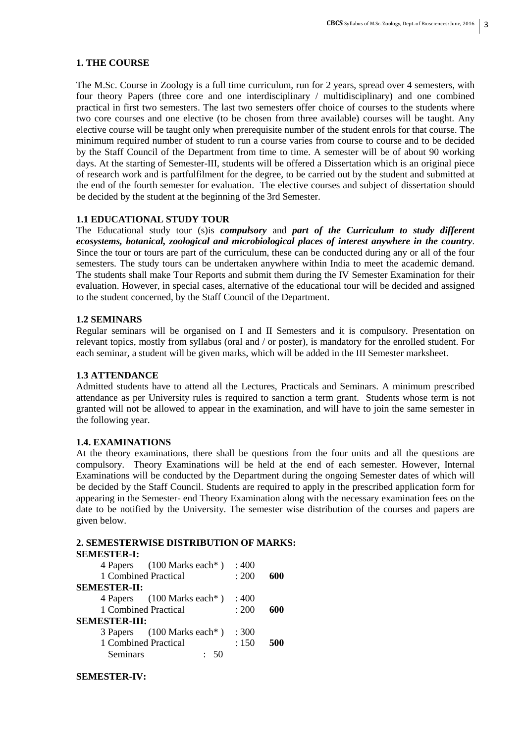## 1. THE COURSE

The M.Sc. Course in Zoology is a full time curriculum, run for 2 years, spread over 4 semesters, with four theory Papers (three core and one interdisciplinary / multidisciplinary) and one combined practical in first two semesters. The last two semesters offer choice of courses to the students where two core courses and one elective (to be chosen from three available) courses will be taught. Any elective course will be taught only when prerequisite number of the student enrols for that course. The minimum required number of student to run a course varies from course to course and to be decided by the Staff Council of the Department from time to time. A semester will be of about 90 working days. At the starting of Semester-III, students will be offered a Dissertation which is an original piece of research work and is partfulfilment for the degree, to be carried out by the student and submitted at the end of the fourth semester for evaluation. The elective courses and subject of dissertation should be decided by the student at the beginning of the 3rd Semester.

### 1.1 EDUCATIONAL STUDY TOUR

The Educational study tour (s)is ***compulsory*** and ***part of the Curriculum to study different ecosystems, botanical, zoological and microbiological places of interest anywhere in the country***. Since the tour or tours are part of the curriculum, these can be conducted during any or all of the four semesters. The study tours can be undertaken anywhere within India to meet the academic demand. The students shall make Tour Reports and submit them during the IV Semester Examination for their evaluation. However, in special cases, alternative of the educational tour will be decided and assigned to the student concerned, by the Staff Council of the Department.

### 1.2 SEMINARS

Regular seminars will be organised on I and II Semesters and it is compulsory. Presentation on relevant topics, mostly from syllabus (oral and / or poster), is mandatory for the enrolled student. For each seminar, a student will be given marks, which will be added in the III Semester marksheet.

### 1.3 ATTENDANCE

Admitted students have to attend all the Lectures, Practicals and Seminars. A minimum prescribed attendance as per University rules is required to sanction a term grant. Students whose term is not granted will not be allowed to appear in the examination, and will have to join the same semester in the following year.

### 1.4. EXAMINATIONS

At the theory examinations, there shall be questions from the four units and all the questions are compulsory. Theory Examinations will be held at the end of each semester. However, Internal Examinations will be conducted by the Department during the ongoing Semester dates of which will be decided by the Staff Council. Students are required to apply in the prescribed application form for appearing in the Semester- end Theory Examination along with the necessary examination fees on the date to be notified by the University. The semester wise distribution of the courses and papers are given below.

## 2. SEMESTERWISE DISTRIBUTION OF MARKS:

**SEMESTER-I:**

| | | |
|---|---|---|
| 4 Papers (100 Marks each* ) | : 400 | |
| 1 Combined Practical | : 200 | **600** |

**SEMESTER-II:**

| | | |
|---|---|---|
| 4 Papers (100 Marks each* ) | : 400 | |
| 1 Combined Practical | : 200 | **600** |

**SEMESTER-III:**

| | | |
|---|---|---|
| 3 Papers (100 Marks each* ) | : 300 | |
| 1 Combined Practical | : 150 | **500** |
| Seminars : 50 | | |

**SEMESTER-IV:**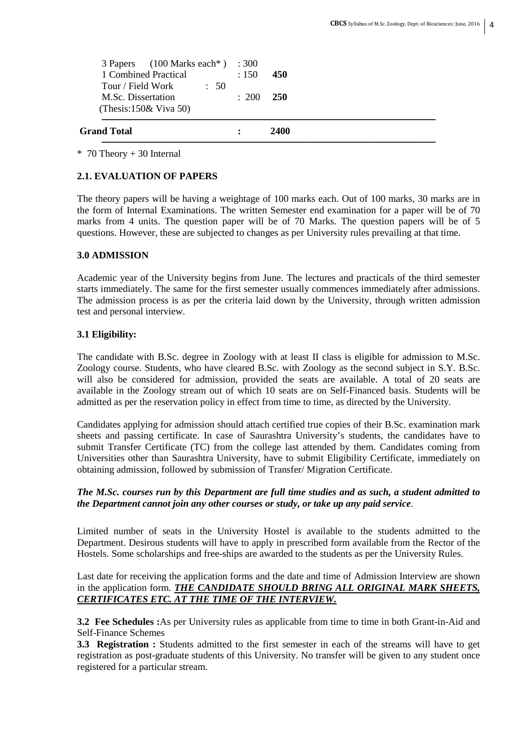| | | |
|---|---|---|
| 3 Papers (100 Marks each*) | : 300 | |
| 1 Combined Practical | : 150 | **450** |
| Tour / Field Work : 50 | | |
| M.Sc. Dissertation | : 200 | **250** |
| (Thesis:150& Viva 50) | | |
| **Grand Total** | **:** | **2400** |

* 70 Theory + 30 Internal

### 2.1. EVALUATION OF PAPERS

The theory papers will be having a weightage of 100 marks each. Out of 100 marks, 30 marks are in the form of Internal Examinations. The written Semester end examination for a paper will be of 70 marks from 4 units. The question paper will be of 70 Marks. The question papers will be of 5 questions. However, these are subjected to changes as per University rules prevailing at that time.

### 3.0 ADMISSION

Academic year of the University begins from June. The lectures and practicals of the third semester starts immediately. The same for the first semester usually commences immediately after admissions. The admission process is as per the criteria laid down by the University, through written admission test and personal interview.

### 3.1 Eligibility:

The candidate with B.Sc. degree in Zoology with at least II class is eligible for admission to M.Sc. Zoology course. Students, who have cleared B.Sc. with Zoology as the second subject in S.Y. B.Sc. will also be considered for admission, provided the seats are available. A total of 20 seats are available in the Zoology stream out of which 10 seats are on Self-Financed basis. Students will be admitted as per the reservation policy in effect from time to time, as directed by the University.

Candidates applying for admission should attach certified true copies of their B.Sc. examination mark sheets and passing certificate. In case of Saurashtra University's students, the candidates have to submit Transfer Certificate (TC) from the college last attended by them. Candidates coming from Universities other than Saurashtra University, have to submit Eligibility Certificate, immediately on obtaining admission, followed by submission of Transfer/ Migration Certificate.

***The M.Sc. courses run by this Department are full time studies and as such, a student admitted to the Department cannot join any other courses or study, or take up any paid service*.**

Limited number of seats in the University Hostel is available to the students admitted to the Department. Desirous students will have to apply in prescribed form available from the Rector of the Hostels. Some scholarships and free-ships are awarded to the students as per the University Rules.

Last date for receiving the application forms and the date and time of Admission Interview are shown in the application form. ***<u>THE CANDIDATE SHOULD BRING ALL ORIGINAL MARK SHEETS, CERTIFICATES ETC. AT THE TIME OF THE INTERVIEW.</u>***

**3.2 Fee Schedules :**As per University rules as applicable from time to time in both Grant-in-Aid and Self-Finance Schemes

**3.3 Registration :** Students admitted to the first semester in each of the streams will have to get registration as post-graduate students of this University. No transfer will be given to any student once registered for a particular stream.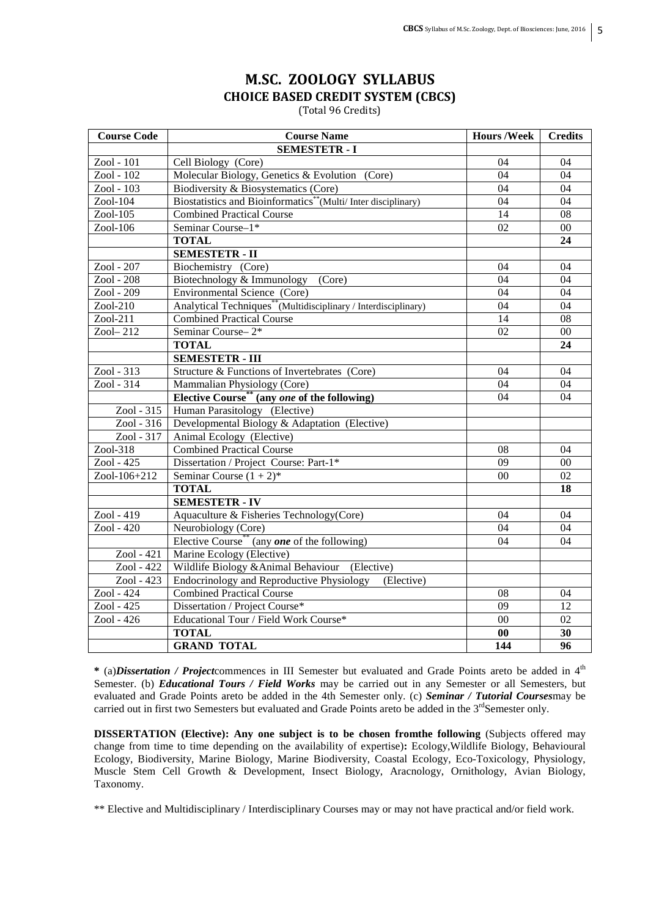# M.SC. ZOOLOGY SYLLABUS
## CHOICE BASED CREDIT SYSTEM (CBCS)

(Total 96 Credits)

| Course Code | Course Name | Hours /Week | Credits |
|---|---|---|---|
| | **SEMESTETR - I** | | |
| Zool - 101 | Cell Biology (Core) | 04 | 04 |
| Zool - 102 | Molecular Biology, Genetics & Evolution (Core) | 04 | 04 |
| Zool - 103 | Biodiversity & Biosystematics (Core) | 04 | 04 |
| Zool-104 | Biostatistics and Bioinformatics** (Multi/ Inter disciplinary) | 04 | 04 |
| Zool-105 | Combined Practical Course | 14 | 08 |
| Zool-106 | Seminar Course–1* | 02 | 00 |
| | **TOTAL** | | **24** |
| | **SEMESTETR - II** | | |
| Zool - 207 | Biochemistry (Core) | 04 | 04 |
| Zool - 208 | Biotechnology & Immunology (Core) | 04 | 04 |
| Zool - 209 | Environmental Science (Core) | 04 | 04 |
| Zool-210 | Analytical Techniques** (Multidisciplinary / Interdisciplinary) | 04 | 04 |
| Zool-211 | Combined Practical Course | 14 | 08 |
| Zool– 212 | Seminar Course– 2* | 02 | 00 |
| | **TOTAL** | | **24** |
| | **SEMESTETR - III** | | |
| Zool - 313 | Structure & Functions of Invertebrates (Core) | 04 | 04 |
| Zool - 314 | Mammalian Physiology (Core) | 04 | 04 |
| | **Elective Course** (any *one* of the following)** | 04 | 04 |
| Zool - 315 | Human Parasitology (Elective) | | |
| Zool - 316 | Developmental Biology & Adaptation (Elective) | | |
| Zool - 317 | Animal Ecology (Elective) | | |
| Zool-318 | Combined Practical Course | 08 | 04 |
| Zool - 425 | Dissertation / Project Course: Part-1* | 09 | 00 |
| Zool-106+212 | Seminar Course (1 + 2)* | 00 | 02 |
| | **TOTAL** | | **18** |
| | **SEMESTETR - IV** | | |
| Zool - 419 | Aquaculture & Fisheries Technology(Core) | 04 | 04 |
| Zool - 420 | Neurobiology (Core) | 04 | 04 |
| | Elective Course** (any ***one*** of the following) | 04 | 04 |
| Zool - 421 | Marine Ecology (Elective) | | |
| Zool - 422 | Wildlife Biology &Animal Behaviour (Elective) | | |
| Zool - 423 | Endocrinology and Reproductive Physiology (Elective) | | |
| Zool - 424 | Combined Practical Course | 08 | 04 |
| Zool - 425 | Dissertation / Project Course* | 09 | 12 |
| Zool - 426 | Educational Tour / Field Work Course* | 00 | 02 |
| | **TOTAL** | **00** | **30** |
| | **GRAND TOTAL** | **144** | **96** |

**\*** (a)***Dissertation / Project***commences in III Semester but evaluated and Grade Points areto be added in 4th Semester. (b) ***Educational Tours / Field Works*** may be carried out in any Semester or all Semesters, but evaluated and Grade Points areto be added in the 4th Semester only. (c) ***Seminar / Tutorial Courses***may be carried out in first two Semesters but evaluated and Grade Points areto be added in the 3rdSemester only.

**DISSERTATION (Elective): Any one subject is to be chosen fromthe following** (Subjects offered may change from time to time depending on the availability of expertise)**:** Ecology,Wildlife Biology, Behavioural Ecology, Biodiversity, Marine Biology, Marine Biodiversity, Coastal Ecology, Eco-Toxicology, Physiology, Muscle Stem Cell Growth & Development, Insect Biology, Aracnology, Ornithology, Avian Biology, Taxonomy.

** Elective and Multidisciplinary / Interdisciplinary Courses may or may not have practical and/or field work.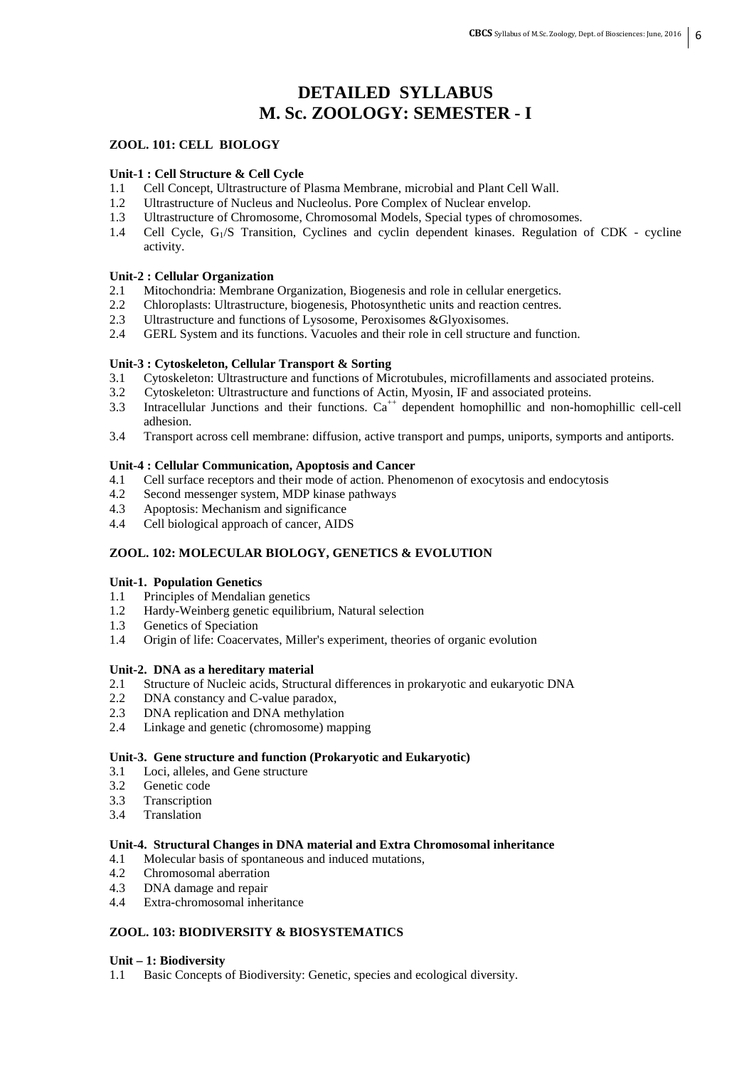# DETAILED SYLLABUS
# M. Sc. ZOOLOGY: SEMESTER - I

## ZOOL. 101: CELL BIOLOGY

**Unit-1 : Cell Structure & Cell Cycle**

1.1 Cell Concept, Ultrastructure of Plasma Membrane, microbial and Plant Cell Wall.
1.2 Ultrastructure of Nucleus and Nucleolus. Pore Complex of Nuclear envelop.
1.3 Ultrastructure of Chromosome, Chromosomal Models, Special types of chromosomes.
1.4 Cell Cycle, $G_1$/S Transition, Cyclines and cyclin dependent kinases. Regulation of CDK - cycline activity.

**Unit-2 : Cellular Organization**

2.1 Mitochondria: Membrane Organization, Biogenesis and role in cellular energetics.
2.2 Chloroplasts: Ultrastructure, biogenesis, Photosynthetic units and reaction centres.
2.3 Ultrastructure and functions of Lysosome, Peroxisomes &Glyoxisomes.
2.4 GERL System and its functions. Vacuoles and their role in cell structure and function.

**Unit-3 : Cytoskeleton, Cellular Transport & Sorting**

3.1 Cytoskeleton: Ultrastructure and functions of Microtubules, microfillaments and associated proteins.
3.2 Cytoskeleton: Ultrastructure and functions of Actin, Myosin, IF and associated proteins.
3.3 Intracellular Junctions and their functions. $Ca^{++}$ dependent homophillic and non-homophillic cell-cell adhesion.
3.4 Transport across cell membrane: diffusion, active transport and pumps, uniports, symports and antiports.

**Unit-4 : Cellular Communication, Apoptosis and Cancer**

4.1 Cell surface receptors and their mode of action. Phenomenon of exocytosis and endocytosis
4.2 Second messenger system, MDP kinase pathways
4.3 Apoptosis: Mechanism and significance
4.4 Cell biological approach of cancer, AIDS

## ZOOL. 102: MOLECULAR BIOLOGY, GENETICS & EVOLUTION

**Unit-1. Population Genetics**

1.1 Principles of Mendalian genetics
1.2 Hardy-Weinberg genetic equilibrium, Natural selection
1.3 Genetics of Speciation
1.4 Origin of life: Coacervates, Miller's experiment, theories of organic evolution

**Unit-2. DNA as a hereditary material**

2.1 Structure of Nucleic acids, Structural differences in prokaryotic and eukaryotic DNA
2.2 DNA constancy and C-value paradox,
2.3 DNA replication and DNA methylation
2.4 Linkage and genetic (chromosome) mapping

**Unit-3. Gene structure and function (Prokaryotic and Eukaryotic)**

3.1 Loci, alleles, and Gene structure
3.2 Genetic code
3.3 Transcription
3.4 Translation

**Unit-4. Structural Changes in DNA material and Extra Chromosomal inheritance**

4.1 Molecular basis of spontaneous and induced mutations,
4.2 Chromosomal aberration
4.3 DNA damage and repair
4.4 Extra-chromosomal inheritance

## ZOOL. 103: BIODIVERSITY & BIOSYSTEMATICS

**Unit – 1: Biodiversity**

1.1 Basic Concepts of Biodiversity: Genetic, species and ecological diversity.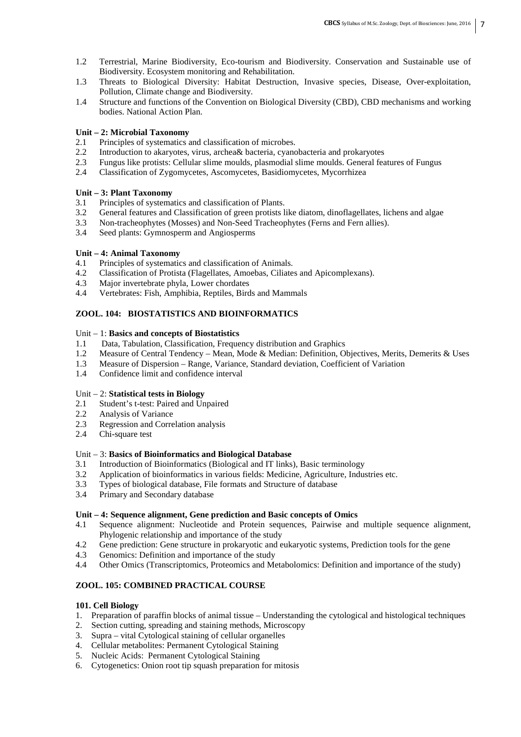1.2 Terrestrial, Marine Biodiversity, Eco-tourism and Biodiversity. Conservation and Sustainable use of Biodiversity. Ecosystem monitoring and Rehabilitation.
1.3 Threats to Biological Diversity: Habitat Destruction, Invasive species, Disease, Over-exploitation, Pollution, Climate change and Biodiversity.
1.4 Structure and functions of the Convention on Biological Diversity (CBD), CBD mechanisms and working bodies. National Action Plan.

**Unit – 2: Microbial Taxonomy**

2.1 Principles of systematics and classification of microbes.
2.2 Introduction to akaryotes, virus, archea& bacteria, cyanobacteria and prokaryotes
2.3 Fungus like protists: Cellular slime moulds, plasmodial slime moulds. General features of Fungus
2.4 Classification of Zygomycetes, Ascomycetes, Basidiomycetes, Mycorrhizea

**Unit – 3: Plant Taxonomy**

3.1 Principles of systematics and classification of Plants.
3.2 General features and Classification of green protists like diatom, dinoflagellates, lichens and algae
3.3 Non-tracheophytes (Mosses) and Non-Seed Tracheophytes (Ferns and Fern allies).
3.4 Seed plants: Gymnosperm and Angiosperms

**Unit – 4: Animal Taxonomy**

4.1 Principles of systematics and classification of Animals.
4.2 Classification of Protista (Flagellates, Amoebas, Ciliates and Apicomplexans).
4.3 Major invertebrate phyla, Lower chordates
4.4 Vertebrates: Fish, Amphibia, Reptiles, Birds and Mammals

## ZOOL. 104: BIOSTATISTICS AND BIOINFORMATICS

Unit – 1: **Basics and concepts of Biostatistics**

1.1 Data, Tabulation, Classification, Frequency distribution and Graphics
1.2 Measure of Central Tendency – Mean, Mode & Median: Definition, Objectives, Merits, Demerits & Uses
1.3 Measure of Dispersion – Range, Variance, Standard deviation, Coefficient of Variation
1.4 Confidence limit and confidence interval

Unit – 2: **Statistical tests in Biology**

2.1 Student's t-test: Paired and Unpaired
2.2 Analysis of Variance
2.3 Regression and Correlation analysis
2.4 Chi-square test

Unit – 3: **Basics of Bioinformatics and Biological Database**

3.1 Introduction of Bioinformatics (Biological and IT links), Basic terminology
3.2 Application of bioinformatics in various fields: Medicine, Agriculture, Industries etc.
3.3 Types of biological database, File formats and Structure of database
3.4 Primary and Secondary database

**Unit – 4: Sequence alignment, Gene prediction and Basic concepts of Omics**

4.1 Sequence alignment: Nucleotide and Protein sequences, Pairwise and multiple sequence alignment, Phylogenic relationship and importance of the study
4.2 Gene prediction: Gene structure in prokaryotic and eukaryotic systems, Prediction tools for the gene
4.3 Genomics: Definition and importance of the study
4.4 Other Omics (Transcriptomics, Proteomics and Metabolomics: Definition and importance of the study)

## ZOOL. 105: COMBINED PRACTICAL COURSE

**101. Cell Biology**

1. Preparation of paraffin blocks of animal tissue – Understanding the cytological and histological techniques
2. Section cutting, spreading and staining methods, Microscopy
3. Supra – vital Cytological staining of cellular organelles
4. Cellular metabolites: Permanent Cytological Staining
5. Nucleic Acids: Permanent Cytological Staining
6. Cytogenetics: Onion root tip squash preparation for mitosis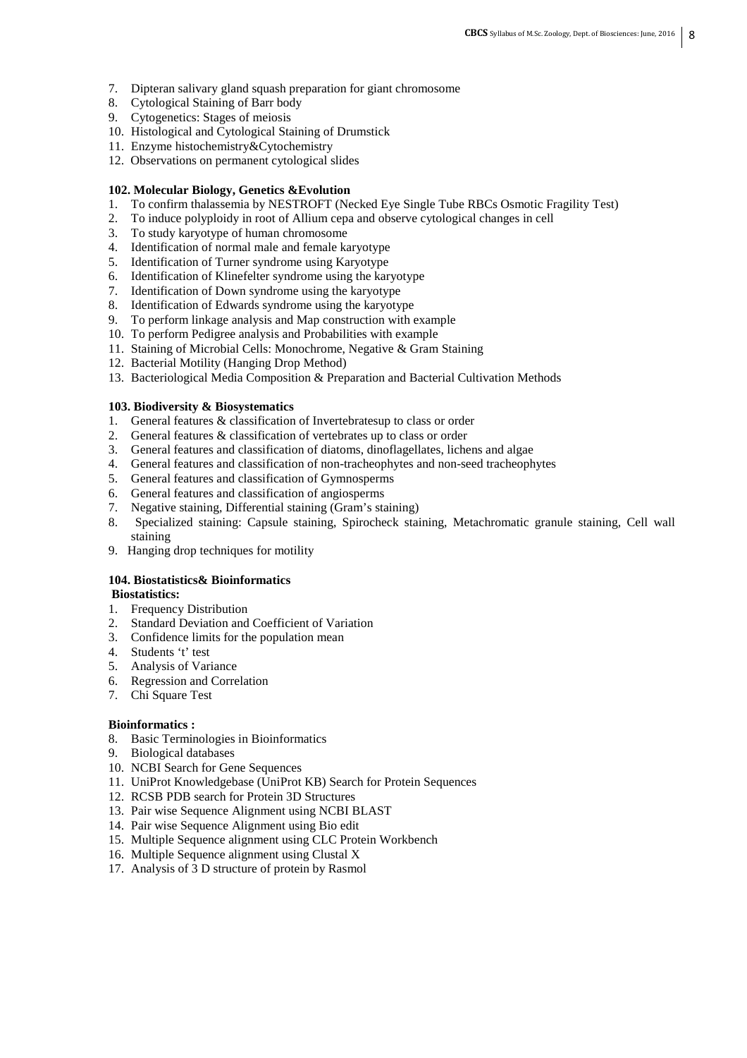7. Dipteran salivary gland squash preparation for giant chromosome
8. Cytological Staining of Barr body
9. Cytogenetics: Stages of meiosis
10. Histological and Cytological Staining of Drumstick
11. Enzyme histochemistry&Cytochemistry
12. Observations on permanent cytological slides

**102. Molecular Biology, Genetics &Evolution**

1. To confirm thalassemia by NESTROFT (Necked Eye Single Tube RBCs Osmotic Fragility Test)
2. To induce polyploidy in root of Allium cepa and observe cytological changes in cell
3. To study karyotype of human chromosome
4. Identification of normal male and female karyotype
5. Identification of Turner syndrome using Karyotype
6. Identification of Klinefelter syndrome using the karyotype
7. Identification of Down syndrome using the karyotype
8. Identification of Edwards syndrome using the karyotype
9. To perform linkage analysis and Map construction with example
10. To perform Pedigree analysis and Probabilities with example
11. Staining of Microbial Cells: Monochrome, Negative & Gram Staining
12. Bacterial Motility (Hanging Drop Method)
13. Bacteriological Media Composition & Preparation and Bacterial Cultivation Methods

**103. Biodiversity & Biosystematics**

1. General features & classification of Invertebratesup to class or order
2. General features & classification of vertebrates up to class or order
3. General features and classification of diatoms, dinoflagellates, lichens and algae
4. General features and classification of non-tracheophytes and non-seed tracheophytes
5. General features and classification of Gymnosperms
6. General features and classification of angiosperms
7. Negative staining, Differential staining (Gram's staining)
8. Specialized staining: Capsule staining, Spirocheck staining, Metachromatic granule staining, Cell wall staining
9. Hanging drop techniques for motility

**104. Biostatistics& Bioinformatics**

**Biostatistics:**

1. Frequency Distribution
2. Standard Deviation and Coefficient of Variation
3. Confidence limits for the population mean
4. Students 't' test
5. Analysis of Variance
6. Regression and Correlation
7. Chi Square Test

**Bioinformatics :**

8. Basic Terminologies in Bioinformatics
9. Biological databases
10. NCBI Search for Gene Sequences
11. UniProt Knowledgebase (UniProt KB) Search for Protein Sequences
12. RCSB PDB search for Protein 3D Structures
13. Pair wise Sequence Alignment using NCBI BLAST
14. Pair wise Sequence Alignment using Bio edit
15. Multiple Sequence alignment using CLC Protein Workbench
16. Multiple Sequence alignment using Clustal X
17. Analysis of 3 D structure of protein by Rasmol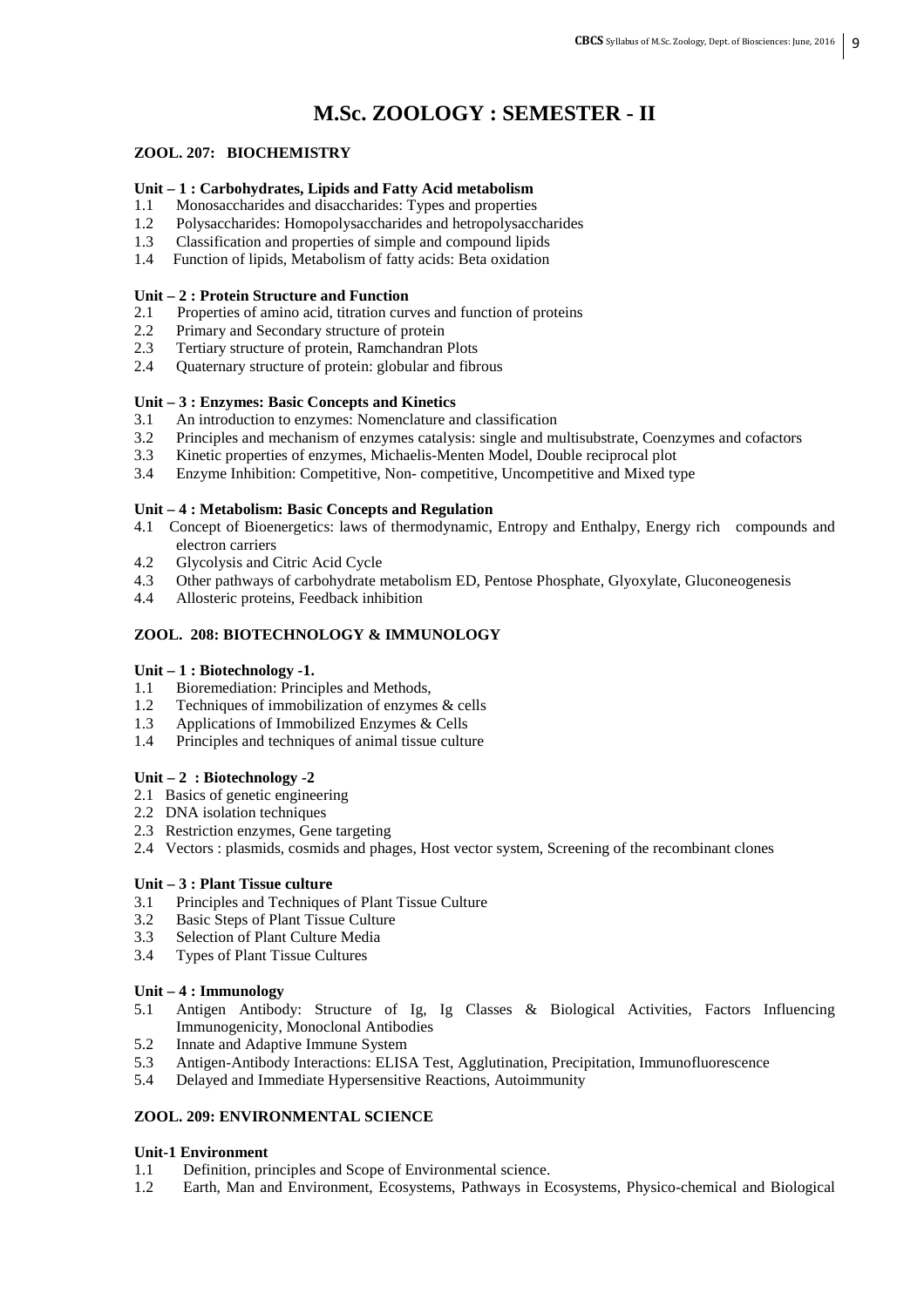# M.Sc. ZOOLOGY : SEMESTER - II

## ZOOL. 207: BIOCHEMISTRY

**Unit – 1 : Carbohydrates, Lipids and Fatty Acid metabolism**

1.1 Monosaccharides and disaccharides: Types and properties
1.2 Polysaccharides: Homopolysaccharides and hetropolysaccharides
1.3 Classification and properties of simple and compound lipids
1.4 Function of lipids, Metabolism of fatty acids: Beta oxidation

**Unit – 2 : Protein Structure and Function**

2.1 Properties of amino acid, titration curves and function of proteins
2.2 Primary and Secondary structure of protein
2.3 Tertiary structure of protein, Ramchandran Plots
2.4 Quaternary structure of protein: globular and fibrous

**Unit – 3 : Enzymes: Basic Concepts and Kinetics**

3.1 An introduction to enzymes: Nomenclature and classification
3.2 Principles and mechanism of enzymes catalysis: single and multisubstrate, Coenzymes and cofactors
3.3 Kinetic properties of enzymes, Michaelis-Menten Model, Double reciprocal plot
3.4 Enzyme Inhibition: Competitive, Non- competitive, Uncompetitive and Mixed type

**Unit – 4 : Metabolism: Basic Concepts and Regulation**

4.1 Concept of Bioenergetics: laws of thermodynamic, Entropy and Enthalpy, Energy rich compounds and electron carriers
4.2 Glycolysis and Citric Acid Cycle
4.3 Other pathways of carbohydrate metabolism ED, Pentose Phosphate, Glyoxylate, Gluconeogenesis
4.4 Allosteric proteins, Feedback inhibition

## ZOOL. 208: BIOTECHNOLOGY & IMMUNOLOGY

**Unit – 1 : Biotechnology -1.**

1.1 Bioremediation: Principles and Methods,
1.2 Techniques of immobilization of enzymes & cells
1.3 Applications of Immobilized Enzymes & Cells
1.4 Principles and techniques of animal tissue culture

**Unit – 2 : Biotechnology -2**

2.1 Basics of genetic engineering
2.2 DNA isolation techniques
2.3 Restriction enzymes, Gene targeting
2.4 Vectors : plasmids, cosmids and phages, Host vector system, Screening of the recombinant clones

**Unit – 3 : Plant Tissue culture**

3.1 Principles and Techniques of Plant Tissue Culture
3.2 Basic Steps of Plant Tissue Culture
3.3 Selection of Plant Culture Media
3.4 Types of Plant Tissue Cultures

**Unit – 4 : Immunology**

5.1 Antigen Antibody: Structure of Ig, Ig Classes & Biological Activities, Factors Influencing Immunogenicity, Monoclonal Antibodies
5.2 Innate and Adaptive Immune System
5.3 Antigen-Antibody Interactions: ELISA Test, Agglutination, Precipitation, Immunofluorescence
5.4 Delayed and Immediate Hypersensitive Reactions, Autoimmunity

## ZOOL. 209: ENVIRONMENTAL SCIENCE

**Unit-1 Environment**

1.1 Definition, principles and Scope of Environmental science.
1.2 Earth, Man and Environment, Ecosystems, Pathways in Ecosystems, Physico-chemical and Biological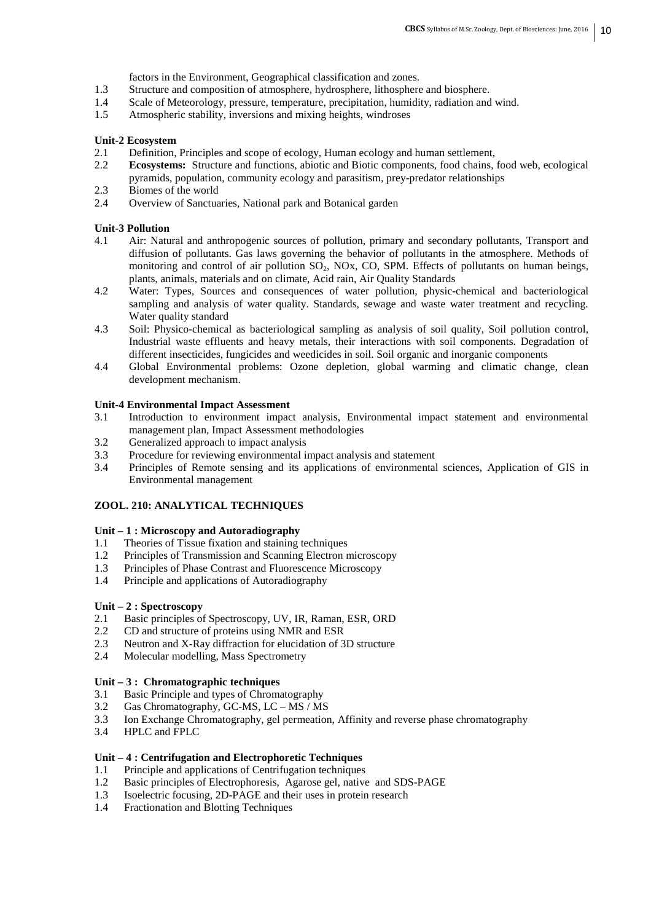factors in the Environment, Geographical classification and zones.

1.3 Structure and composition of atmosphere, hydrosphere, lithosphere and biosphere.
1.4 Scale of Meteorology, pressure, temperature, precipitation, humidity, radiation and wind.
1.5 Atmospheric stability, inversions and mixing heights, windroses

**Unit-2 Ecosystem**

2.1 Definition, Principles and scope of ecology, Human ecology and human settlement,
2.2 **Ecosystems:** Structure and functions, abiotic and Biotic components, food chains, food web, ecological pyramids, population, community ecology and parasitism, prey-predator relationships
2.3 Biomes of the world
2.4 Overview of Sanctuaries, National park and Botanical garden

**Unit-3 Pollution**

4.1 Air: Natural and anthropogenic sources of pollution, primary and secondary pollutants, Transport and diffusion of pollutants. Gas laws governing the behavior of pollutants in the atmosphere. Methods of monitoring and control of air pollution $SO_2$, NOx, CO, SPM. Effects of pollutants on human beings, plants, animals, materials and on climate, Acid rain, Air Quality Standards
4.2 Water: Types, Sources and consequences of water pollution, physic-chemical and bacteriological sampling and analysis of water quality. Standards, sewage and waste water treatment and recycling. Water quality standard
4.3 Soil: Physico-chemical as bacteriological sampling as analysis of soil quality, Soil pollution control, Industrial waste effluents and heavy metals, their interactions with soil components. Degradation of different insecticides, fungicides and weedicides in soil. Soil organic and inorganic components
4.4 Global Environmental problems: Ozone depletion, global warming and climatic change, clean development mechanism.

**Unit-4 Environmental Impact Assessment**

3.1 Introduction to environment impact analysis, Environmental impact statement and environmental management plan, Impact Assessment methodologies
3.2 Generalized approach to impact analysis
3.3 Procedure for reviewing environmental impact analysis and statement
3.4 Principles of Remote sensing and its applications of environmental sciences, Application of GIS in Environmental management

## ZOOL. 210: ANALYTICAL TECHNIQUES

**Unit – 1 : Microscopy and Autoradiography**

1.1 Theories of Tissue fixation and staining techniques
1.2 Principles of Transmission and Scanning Electron microscopy
1.3 Principles of Phase Contrast and Fluorescence Microscopy
1.4 Principle and applications of Autoradiography

**Unit – 2 : Spectroscopy**

2.1 Basic principles of Spectroscopy, UV, IR, Raman, ESR, ORD
2.2 CD and structure of proteins using NMR and ESR
2.3 Neutron and X-Ray diffraction for elucidation of 3D structure
2.4 Molecular modelling, Mass Spectrometry

**Unit – 3 : Chromatographic techniques**

3.1 Basic Principle and types of Chromatography
3.2 Gas Chromatography, GC-MS, LC – MS / MS
3.3 Ion Exchange Chromatography, gel permeation, Affinity and reverse phase chromatography
3.4 HPLC and FPLC

**Unit – 4 : Centrifugation and Electrophoretic Techniques**

1.1 Principle and applications of Centrifugation techniques
1.2 Basic principles of Electrophoresis, Agarose gel, native and SDS-PAGE
1.3 Isoelectric focusing, 2D-PAGE and their uses in protein research
1.4 Fractionation and Blotting Techniques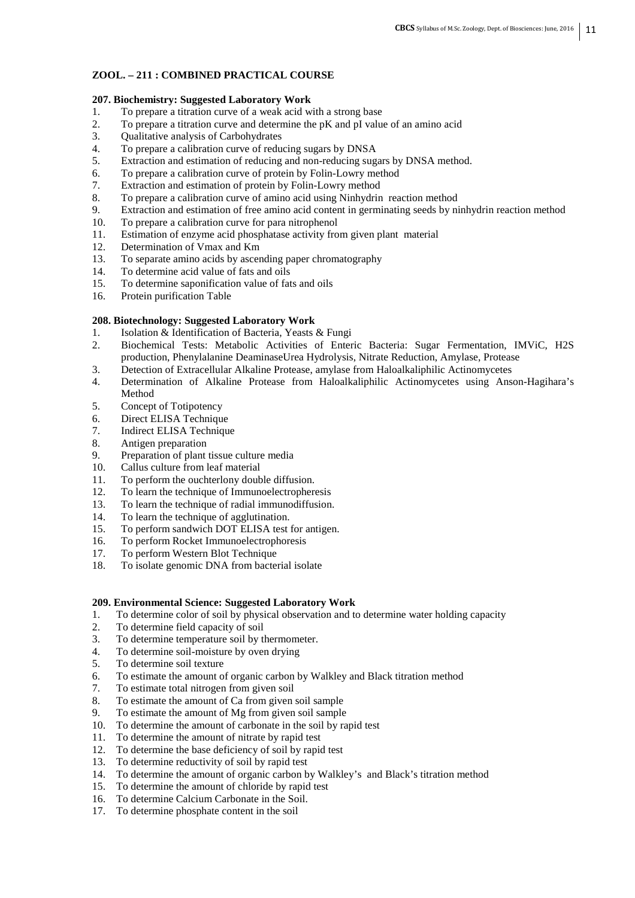**ZOOL. – 211 : COMBINED PRACTICAL COURSE**

**207. Biochemistry: Suggested Laboratory Work**

1. To prepare a titration curve of a weak acid with a strong base
2. To prepare a titration curve and determine the pK and pI value of an amino acid
3. Qualitative analysis of Carbohydrates
4. To prepare a calibration curve of reducing sugars by DNSA
5. Extraction and estimation of reducing and non-reducing sugars by DNSA method.
6. To prepare a calibration curve of protein by Folin-Lowry method
7. Extraction and estimation of protein by Folin-Lowry method
8. To prepare a calibration curve of amino acid using Ninhydrin reaction method
9. Extraction and estimation of free amino acid content in germinating seeds by ninhydrin reaction method
10. To prepare a calibration curve for para nitrophenol
11. Estimation of enzyme acid phosphatase activity from given plant material
12. Determination of Vmax and Km
13. To separate amino acids by ascending paper chromatography
14. To determine acid value of fats and oils
15. To determine saponification value of fats and oils
16. Protein purification Table

**208. Biotechnology: Suggested Laboratory Work**

1. Isolation & Identification of Bacteria, Yeasts & Fungi
2. Biochemical Tests: Metabolic Activities of Enteric Bacteria: Sugar Fermentation, IMViC, H2S production, Phenylalanine DeaminaseUrea Hydrolysis, Nitrate Reduction, Amylase, Protease
3. Detection of Extracellular Alkaline Protease, amylase from Haloalkaliphilic Actinomycetes
4. Determination of Alkaline Protease from Haloalkaliphilic Actinomycetes using Anson-Hagihara's Method
5. Concept of Totipotency
6. Direct ELISA Technique
7. Indirect ELISA Technique
8. Antigen preparation
9. Preparation of plant tissue culture media
10. Callus culture from leaf material
11. To perform the ouchterlony double diffusion.
12. To learn the technique of Immunoelectropheresis
13. To learn the technique of radial immunodiffusion.
14. To learn the technique of agglutination.
15. To perform sandwich DOT ELISA test for antigen.
16. To perform Rocket Immunoelectrophoresis
17. To perform Western Blot Technique
18. To isolate genomic DNA from bacterial isolate

**209. Environmental Science: Suggested Laboratory Work**

1. To determine color of soil by physical observation and to determine water holding capacity
2. To determine field capacity of soil
3. To determine temperature soil by thermometer.
4. To determine soil-moisture by oven drying
5. To determine soil texture
6. To estimate the amount of organic carbon by Walkley and Black titration method
7. To estimate total nitrogen from given soil
8. To estimate the amount of Ca from given soil sample
9. To estimate the amount of Mg from given soil sample
10. To determine the amount of carbonate in the soil by rapid test
11. To determine the amount of nitrate by rapid test
12. To determine the base deficiency of soil by rapid test
13. To determine reductivity of soil by rapid test
14. To determine the amount of organic carbon by Walkley's and Black's titration method
15. To determine the amount of chloride by rapid test
16. To determine Calcium Carbonate in the Soil.
17. To determine phosphate content in the soil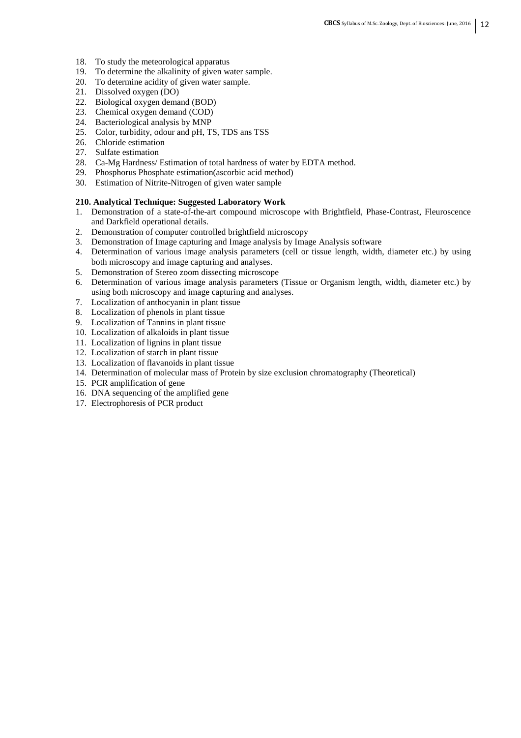18. To study the meteorological apparatus
19. To determine the alkalinity of given water sample.
20. To determine acidity of given water sample.
21. Dissolved oxygen (DO)
22. Biological oxygen demand (BOD)
23. Chemical oxygen demand (COD)
24. Bacteriological analysis by MNP
25. Color, turbidity, odour and pH, TS, TDS ans TSS
26. Chloride estimation
27. Sulfate estimation
28. Ca-Mg Hardness/ Estimation of total hardness of water by EDTA method.
29. Phosphorus Phosphate estimation(ascorbic acid method)
30. Estimation of Nitrite-Nitrogen of given water sample

**210. Analytical Technique: Suggested Laboratory Work**

1. Demonstration of a state-of-the-art compound microscope with Brightfield, Phase-Contrast, Fleuroscence and Darkfield operational details.
2. Demonstration of computer controlled brightfield microscopy
3. Demonstration of Image capturing and Image analysis by Image Analysis software
4. Determination of various image analysis parameters (cell or tissue length, width, diameter etc.) by using both microscopy and image capturing and analyses.
5. Demonstration of Stereo zoom dissecting microscope
6. Determination of various image analysis parameters (Tissue or Organism length, width, diameter etc.) by using both microscopy and image capturing and analyses.
7. Localization of anthocyanin in plant tissue
8. Localization of phenols in plant tissue
9. Localization of Tannins in plant tissue
10. Localization of alkaloids in plant tissue
11. Localization of lignins in plant tissue
12. Localization of starch in plant tissue
13. Localization of flavanoids in plant tissue
14. Determination of molecular mass of Protein by size exclusion chromatography (Theoretical)
15. PCR amplification of gene
16. DNA sequencing of the amplified gene
17. Electrophoresis of PCR product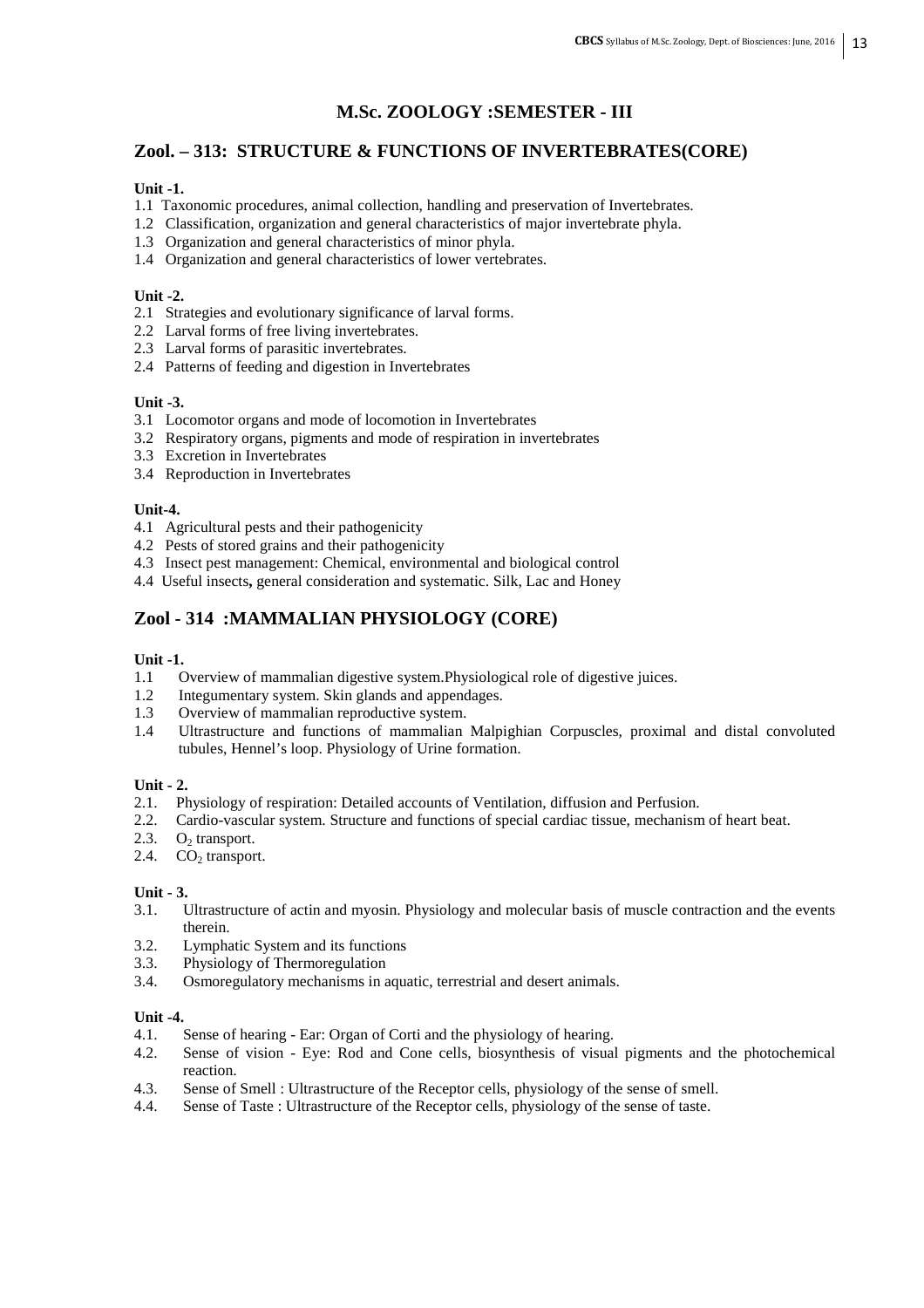# M.Sc. ZOOLOGY :SEMESTER - III

## Zool. – 313: STRUCTURE & FUNCTIONS OF INVERTEBRATES(CORE)

**Unit -1.**

1.1 Taxonomic procedures, animal collection, handling and preservation of Invertebrates.
1.2 Classification, organization and general characteristics of major invertebrate phyla.
1.3 Organization and general characteristics of minor phyla.
1.4 Organization and general characteristics of lower vertebrates.

**Unit -2.**

2.1 Strategies and evolutionary significance of larval forms.
2.2 Larval forms of free living invertebrates.
2.3 Larval forms of parasitic invertebrates.
2.4 Patterns of feeding and digestion in Invertebrates

**Unit -3.**

3.1 Locomotor organs and mode of locomotion in Invertebrates
3.2 Respiratory organs, pigments and mode of respiration in invertebrates
3.3 Excretion in Invertebrates
3.4 Reproduction in Invertebrates

**Unit-4.**

4.1 Agricultural pests and their pathogenicity
4.2 Pests of stored grains and their pathogenicity
4.3 Insect pest management: Chemical, environmental and biological control
4.4 Useful insects**,** general consideration and systematic. Silk, Lac and Honey

## Zool - 314 :MAMMALIAN PHYSIOLOGY (CORE)

**Unit -1.**

1.1 Overview of mammalian digestive system.Physiological role of digestive juices.
1.2 Integumentary system. Skin glands and appendages.
1.3 Overview of mammalian reproductive system.
1.4 Ultrastructure and functions of mammalian Malpighian Corpuscles, proximal and distal convoluted tubules, Hennel's loop. Physiology of Urine formation.

**Unit - 2.**

2.1. Physiology of respiration: Detailed accounts of Ventilation, diffusion and Perfusion.
2.2. Cardio-vascular system. Structure and functions of special cardiac tissue, mechanism of heart beat.
2.3. $O_2$ transport.
2.4. $CO_2$ transport.

**Unit - 3.**

3.1. Ultrastructure of actin and myosin. Physiology and molecular basis of muscle contraction and the events therein.
3.2. Lymphatic System and its functions
3.3. Physiology of Thermoregulation
3.4. Osmoregulatory mechanisms in aquatic, terrestrial and desert animals.

**Unit -4.**

4.1. Sense of hearing - Ear: Organ of Corti and the physiology of hearing.
4.2. Sense of vision - Eye: Rod and Cone cells, biosynthesis of visual pigments and the photochemical reaction.
4.3. Sense of Smell : Ultrastructure of the Receptor cells, physiology of the sense of smell.
4.4. Sense of Taste : Ultrastructure of the Receptor cells, physiology of the sense of taste.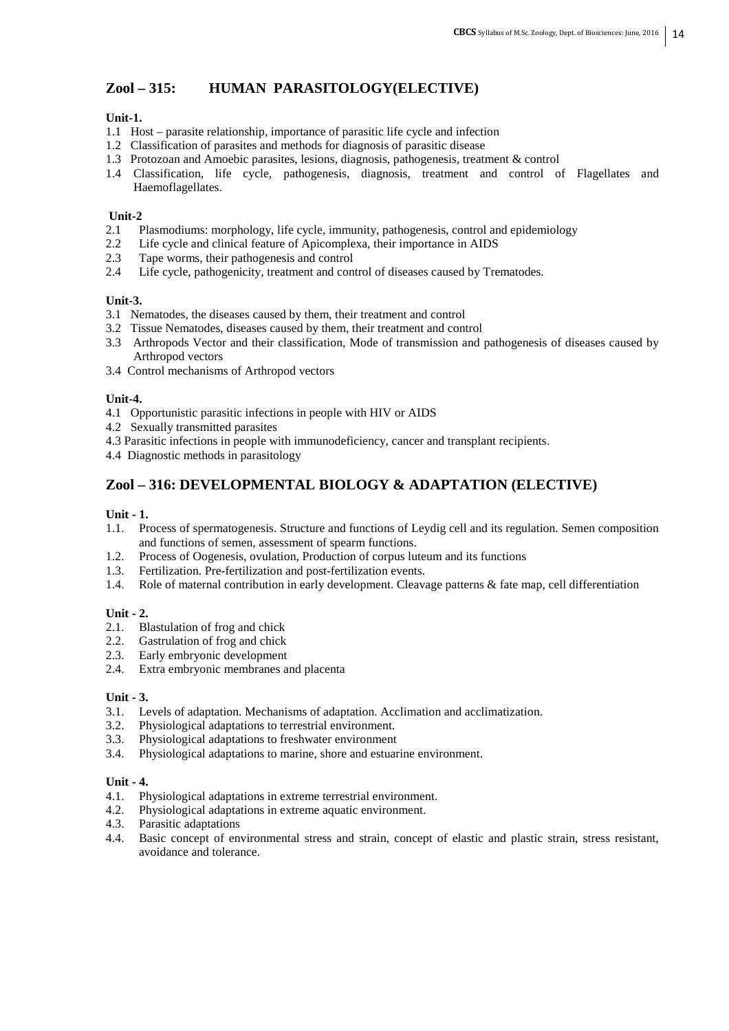## Zool – 315: HUMAN PARASITOLOGY(ELECTIVE)

**Unit-1.**

1.1 Host – parasite relationship, importance of parasitic life cycle and infection
1.2 Classification of parasites and methods for diagnosis of parasitic disease
1.3 Protozoan and Amoebic parasites, lesions, diagnosis, pathogenesis, treatment & control
1.4 Classification, life cycle, pathogenesis, diagnosis, treatment and control of Flagellates and Haemoflagellates.

**Unit-2**

2.1 Plasmodiums: morphology, life cycle, immunity, pathogenesis, control and epidemiology
2.2 Life cycle and clinical feature of Apicomplexa, their importance in AIDS
2.3 Tape worms, their pathogenesis and control
2.4 Life cycle, pathogenicity, treatment and control of diseases caused by Trematodes.

**Unit-3.**

3.1 Nematodes, the diseases caused by them, their treatment and control
3.2 Tissue Nematodes, diseases caused by them, their treatment and control
3.3 Arthropods Vector and their classification, Mode of transmission and pathogenesis of diseases caused by Arthropod vectors
3.4 Control mechanisms of Arthropod vectors

**Unit-4.**

4.1 Opportunistic parasitic infections in people with HIV or AIDS
4.2 Sexually transmitted parasites
4.3 Parasitic infections in people with immunodeficiency, cancer and transplant recipients.
4.4 Diagnostic methods in parasitology

## Zool – 316: DEVELOPMENTAL BIOLOGY & ADAPTATION (ELECTIVE)

**Unit - 1.**

1.1. Process of spermatogenesis. Structure and functions of Leydig cell and its regulation. Semen composition and functions of semen, assessment of spearm functions.
1.2. Process of Oogenesis, ovulation, Production of corpus luteum and its functions
1.3. Fertilization. Pre-fertilization and post-fertilization events.
1.4. Role of maternal contribution in early development. Cleavage patterns & fate map, cell differentiation

**Unit - 2.**

2.1. Blastulation of frog and chick
2.2. Gastrulation of frog and chick
2.3. Early embryonic development
2.4. Extra embryonic membranes and placenta

**Unit - 3.**

3.1. Levels of adaptation. Mechanisms of adaptation. Acclimation and acclimatization.
3.2. Physiological adaptations to terrestrial environment.
3.3. Physiological adaptations to freshwater environment
3.4. Physiological adaptations to marine, shore and estuarine environment.

**Unit - 4.**

4.1. Physiological adaptations in extreme terrestrial environment.
4.2. Physiological adaptations in extreme aquatic environment.
4.3. Parasitic adaptations
4.4. Basic concept of environmental stress and strain, concept of elastic and plastic strain, stress resistant, avoidance and tolerance.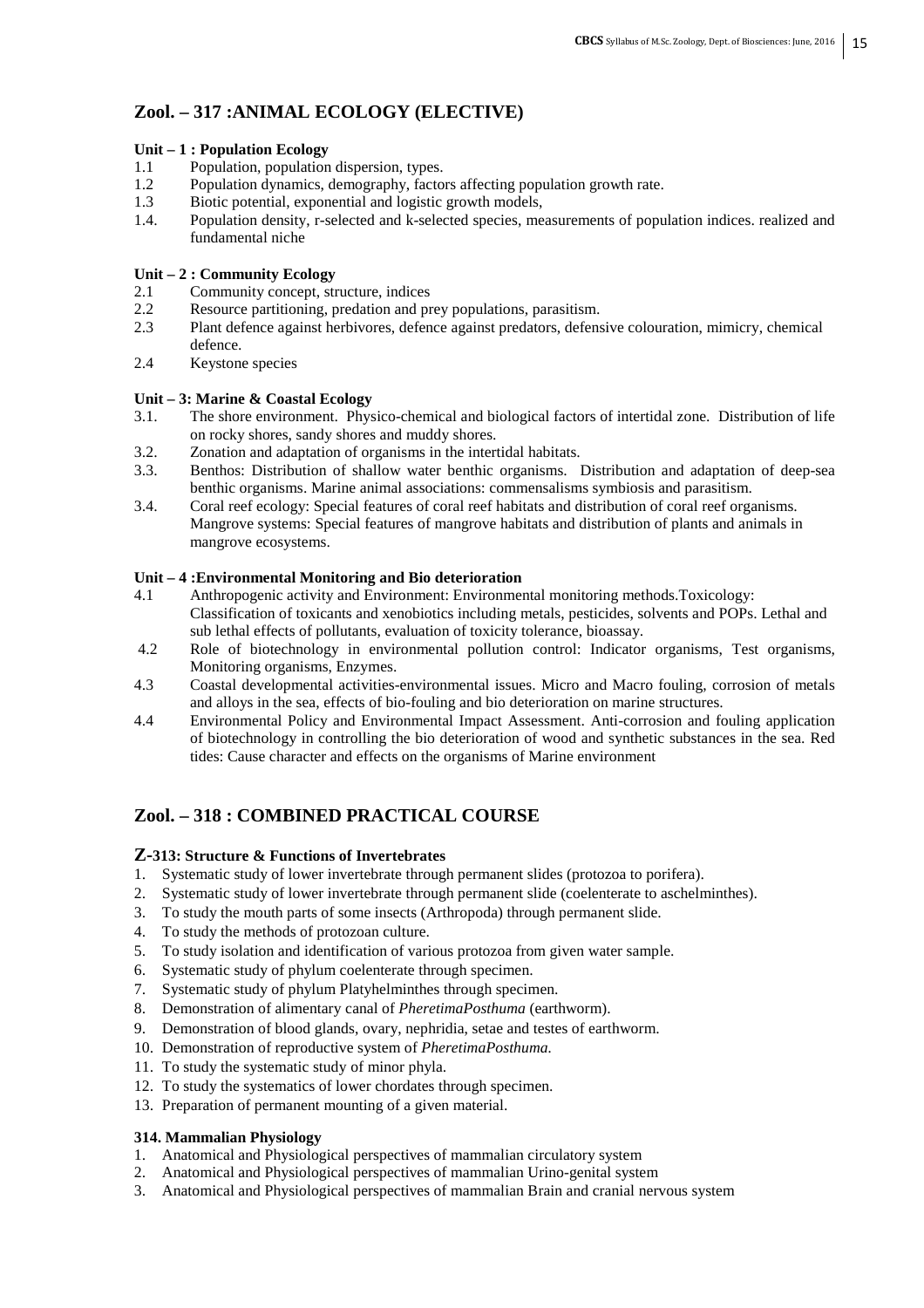## Zool. – 317 :ANIMAL ECOLOGY (ELECTIVE)

**Unit – 1 : Population Ecology**

1.1 Population, population dispersion, types.
1.2 Population dynamics, demography, factors affecting population growth rate.
1.3 Biotic potential, exponential and logistic growth models,
1.4. Population density, r-selected and k-selected species, measurements of population indices. realized and fundamental niche

**Unit – 2 : Community Ecology**

2.1 Community concept, structure, indices
2.2 Resource partitioning, predation and prey populations, parasitism.
2.3 Plant defence against herbivores, defence against predators, defensive colouration, mimicry, chemical defence.
2.4 Keystone species

**Unit – 3: Marine & Coastal Ecology**

3.1. The shore environment. Physico-chemical and biological factors of intertidal zone. Distribution of life on rocky shores, sandy shores and muddy shores.
3.2. Zonation and adaptation of organisms in the intertidal habitats.
3.3. Benthos: Distribution of shallow water benthic organisms. Distribution and adaptation of deep-sea benthic organisms. Marine animal associations: commensalisms symbiosis and parasitism.
3.4. Coral reef ecology: Special features of coral reef habitats and distribution of coral reef organisms. Mangrove systems: Special features of mangrove habitats and distribution of plants and animals in mangrove ecosystems.

**Unit – 4 :Environmental Monitoring and Bio deterioration**

4.1 Anthropogenic activity and Environment: Environmental monitoring methods.Toxicology: Classification of toxicants and xenobiotics including metals, pesticides, solvents and POPs. Lethal and sub lethal effects of pollutants, evaluation of toxicity tolerance, bioassay.
4.2 Role of biotechnology in environmental pollution control: Indicator organisms, Test organisms, Monitoring organisms, Enzymes.
4.3 Coastal developmental activities-environmental issues. Micro and Macro fouling, corrosion of metals and alloys in the sea, effects of bio-fouling and bio deterioration on marine structures.
4.4 Environmental Policy and Environmental Impact Assessment. Anti-corrosion and fouling application of biotechnology in controlling the bio deterioration of wood and synthetic substances in the sea. Red tides: Cause character and effects on the organisms of Marine environment

## Zool. – 318 : COMBINED PRACTICAL COURSE

**Z-313: Structure & Functions of Invertebrates**

1. Systematic study of lower invertebrate through permanent slides (protozoa to porifera).
2. Systematic study of lower invertebrate through permanent slide (coelenterate to aschelminthes).
3. To study the mouth parts of some insects (Arthropoda) through permanent slide.
4. To study the methods of protozoan culture.
5. To study isolation and identification of various protozoa from given water sample.
6. Systematic study of phylum coelenterate through specimen.
7. Systematic study of phylum Platyhelminthes through specimen.
8. Demonstration of alimentary canal of *PheretimaPosthuma* (earthworm).
9. Demonstration of blood glands, ovary, nephridia, setae and testes of earthworm.
10. Demonstration of reproductive system of *PheretimaPosthuma.*
11. To study the systematic study of minor phyla.
12. To study the systematics of lower chordates through specimen.
13. Preparation of permanent mounting of a given material.

**314. Mammalian Physiology**

1. Anatomical and Physiological perspectives of mammalian circulatory system
2. Anatomical and Physiological perspectives of mammalian Urino-genital system
3. Anatomical and Physiological perspectives of mammalian Brain and cranial nervous system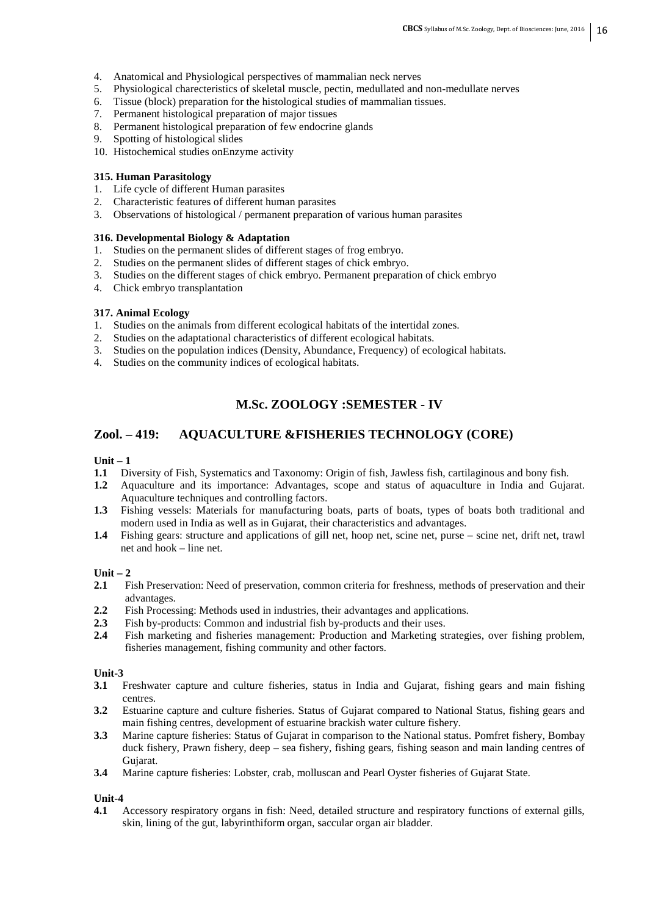4. Anatomical and Physiological perspectives of mammalian neck nerves
5. Physiological charecteristics of skeletal muscle, pectin, medullated and non-medullate nerves
6. Tissue (block) preparation for the histological studies of mammalian tissues.
7. Permanent histological preparation of major tissues
8. Permanent histological preparation of few endocrine glands
9. Spotting of histological slides
10. Histochemical studies onEnzyme activity

**315. Human Parasitology**

1. Life cycle of different Human parasites
2. Characteristic features of different human parasites
3. Observations of histological / permanent preparation of various human parasites

**316. Developmental Biology & Adaptation**

1. Studies on the permanent slides of different stages of frog embryo.
2. Studies on the permanent slides of different stages of chick embryo.
3. Studies on the different stages of chick embryo. Permanent preparation of chick embryo
4. Chick embryo transplantation

**317. Animal Ecology**

1. Studies on the animals from different ecological habitats of the intertidal zones.
2. Studies on the adaptational characteristics of different ecological habitats.
3. Studies on the population indices (Density, Abundance, Frequency) of ecological habitats.
4. Studies on the community indices of ecological habitats.

## M.Sc. ZOOLOGY :SEMESTER - IV

## Zool. – 419: AQUACULTURE &FISHERIES TECHNOLOGY (CORE)

**Unit – 1**

**1.1** Diversity of Fish, Systematics and Taxonomy: Origin of fish, Jawless fish, cartilaginous and bony fish.

**1.2** Aquaculture and its importance: Advantages, scope and status of aquaculture in India and Gujarat. Aquaculture techniques and controlling factors.

**1.3** Fishing vessels: Materials for manufacturing boats, parts of boats, types of boats both traditional and modern used in India as well as in Gujarat, their characteristics and advantages.

**1.4** Fishing gears: structure and applications of gill net, hoop net, scine net, purse – scine net, drift net, trawl net and hook – line net.

**Unit – 2**

**2.1** Fish Preservation: Need of preservation, common criteria for freshness, methods of preservation and their advantages.

**2.2** Fish Processing: Methods used in industries, their advantages and applications.

**2.3** Fish by-products: Common and industrial fish by-products and their uses.

**2.4** Fish marketing and fisheries management: Production and Marketing strategies, over fishing problem, fisheries management, fishing community and other factors.

**Unit-3**

**3.1** Freshwater capture and culture fisheries, status in India and Gujarat, fishing gears and main fishing centres.

**3.2** Estuarine capture and culture fisheries. Status of Gujarat compared to National Status, fishing gears and main fishing centres, development of estuarine brackish water culture fishery.

**3.3** Marine capture fisheries: Status of Gujarat in comparison to the National status. Pomfret fishery, Bombay duck fishery, Prawn fishery, deep – sea fishery, fishing gears, fishing season and main landing centres of Gujarat.

**3.4** Marine capture fisheries: Lobster, crab, molluscan and Pearl Oyster fisheries of Gujarat State.

**Unit-4**

**4.1** Accessory respiratory organs in fish: Need, detailed structure and respiratory functions of external gills, skin, lining of the gut, labyrinthiform organ, saccular organ air bladder.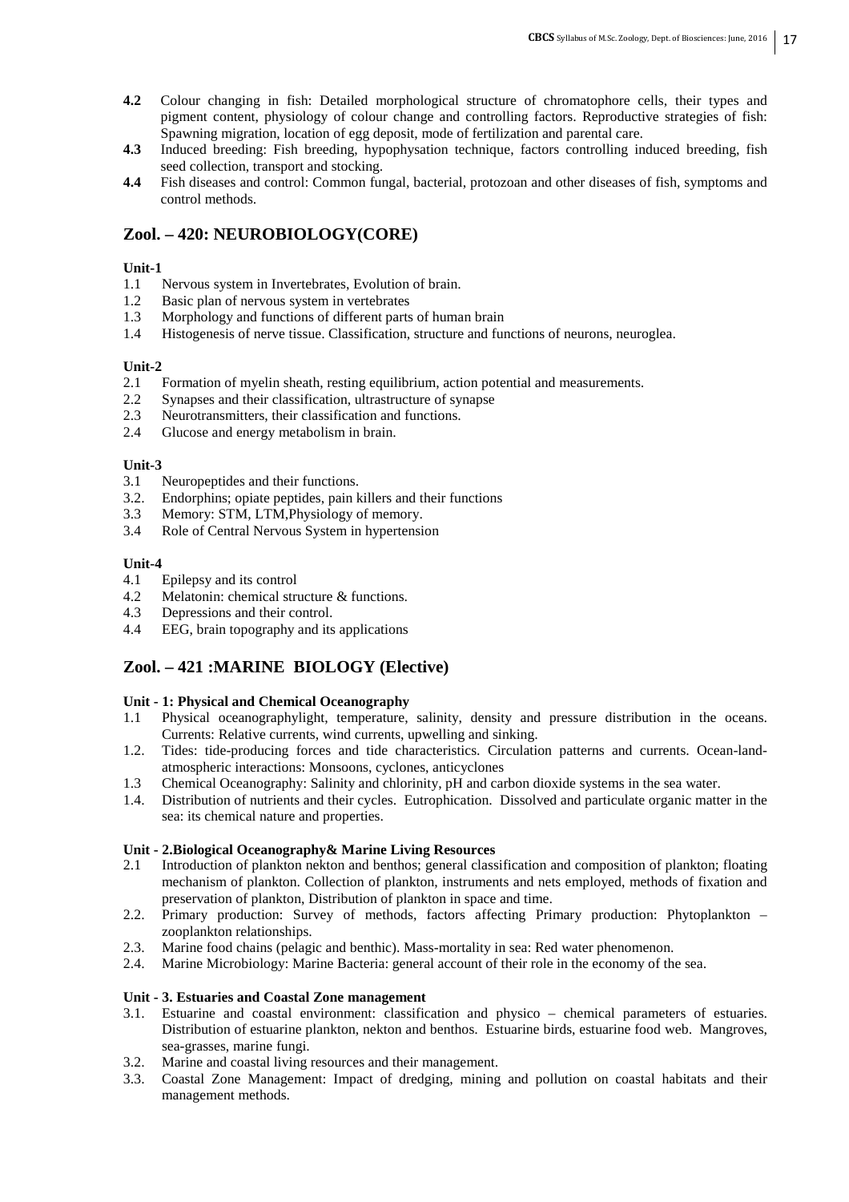**4.2** Colour changing in fish: Detailed morphological structure of chromatophore cells, their types and pigment content, physiology of colour change and controlling factors. Reproductive strategies of fish: Spawning migration, location of egg deposit, mode of fertilization and parental care.

**4.3** Induced breeding: Fish breeding, hypophysation technique, factors controlling induced breeding, fish seed collection, transport and stocking.

**4.4** Fish diseases and control: Common fungal, bacterial, protozoan and other diseases of fish, symptoms and control methods.

## Zool. – 420: NEUROBIOLOGY(CORE)

**Unit-1**

1.1 Nervous system in Invertebrates, Evolution of brain.
1.2 Basic plan of nervous system in vertebrates
1.3 Morphology and functions of different parts of human brain
1.4 Histogenesis of nerve tissue. Classification, structure and functions of neurons, neuroglea.

**Unit-2**

2.1 Formation of myelin sheath, resting equilibrium, action potential and measurements.
2.2 Synapses and their classification, ultrastructure of synapse
2.3 Neurotransmitters, their classification and functions.
2.4 Glucose and energy metabolism in brain.

**Unit-3**

3.1 Neuropeptides and their functions.
3.2. Endorphins; opiate peptides, pain killers and their functions
3.3 Memory: STM, LTM,Physiology of memory.
3.4 Role of Central Nervous System in hypertension

**Unit-4**

4.1 Epilepsy and its control
4.2 Melatonin: chemical structure & functions.
4.3 Depressions and their control.
4.4 EEG, brain topography and its applications

## Zool. – 421 :MARINE BIOLOGY (Elective)

**Unit - 1: Physical and Chemical Oceanography**

1.1 Physical oceanographylight, temperature, salinity, density and pressure distribution in the oceans. Currents: Relative currents, wind currents, upwelling and sinking.
1.2. Tides: tide-producing forces and tide characteristics. Circulation patterns and currents. Ocean-land-atmospheric interactions: Monsoons, cyclones, anticyclones
1.3 Chemical Oceanography: Salinity and chlorinity, pH and carbon dioxide systems in the sea water.
1.4. Distribution of nutrients and their cycles. Eutrophication. Dissolved and particulate organic matter in the sea: its chemical nature and properties.

**Unit - 2.Biological Oceanography& Marine Living Resources**

2.1 Introduction of plankton nekton and benthos; general classification and composition of plankton; floating mechanism of plankton. Collection of plankton, instruments and nets employed, methods of fixation and preservation of plankton, Distribution of plankton in space and time.
2.2. Primary production: Survey of methods, factors affecting Primary production: Phytoplankton – zooplankton relationships.
2.3. Marine food chains (pelagic and benthic). Mass-mortality in sea: Red water phenomenon.
2.4. Marine Microbiology: Marine Bacteria: general account of their role in the economy of the sea.

**Unit - 3. Estuaries and Coastal Zone management**

3.1. Estuarine and coastal environment: classification and physico – chemical parameters of estuaries. Distribution of estuarine plankton, nekton and benthos. Estuarine birds, estuarine food web. Mangroves, sea-grasses, marine fungi.
3.2. Marine and coastal living resources and their management.
3.3. Coastal Zone Management: Impact of dredging, mining and pollution on coastal habitats and their management methods.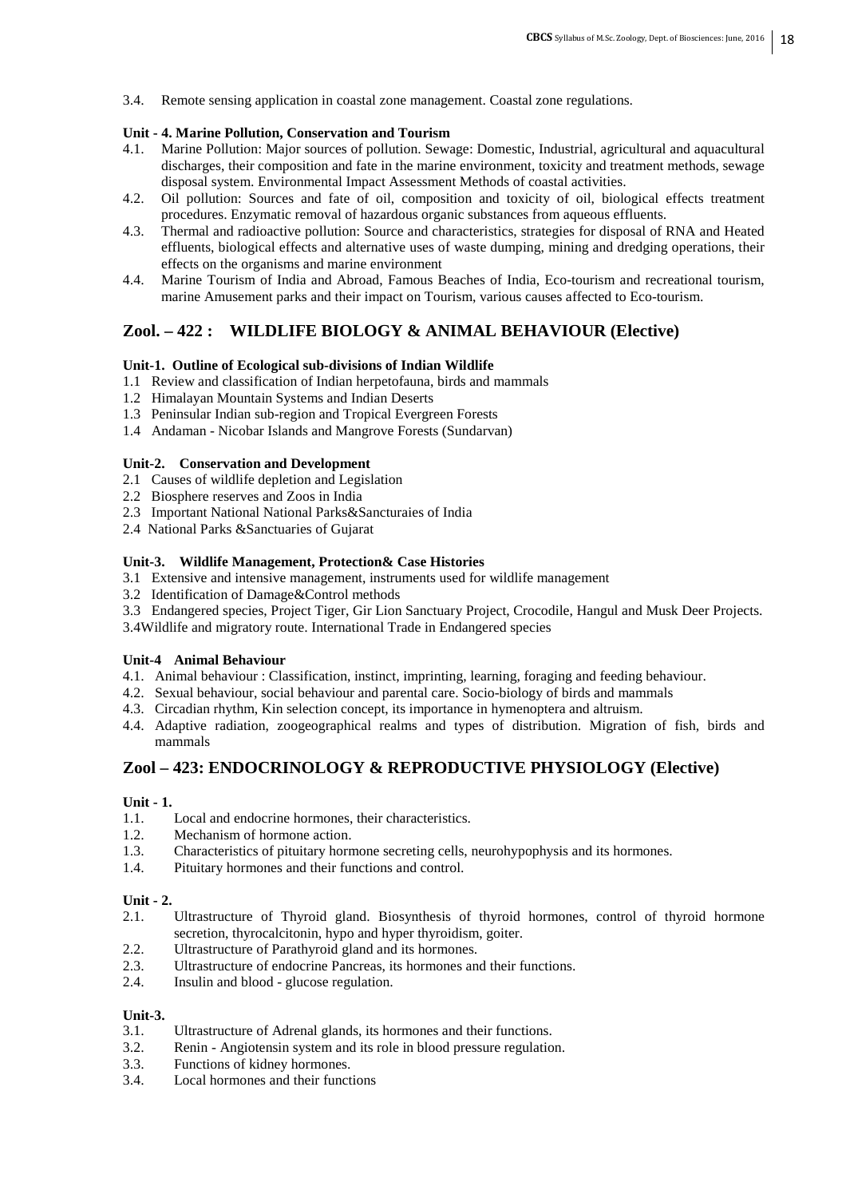3.4. Remote sensing application in coastal zone management. Coastal zone regulations.

**Unit - 4. Marine Pollution, Conservation and Tourism**

4.1. Marine Pollution: Major sources of pollution. Sewage: Domestic, Industrial, agricultural and aquacultural discharges, their composition and fate in the marine environment, toxicity and treatment methods, sewage disposal system. Environmental Impact Assessment Methods of coastal activities.

4.2. Oil pollution: Sources and fate of oil, composition and toxicity of oil, biological effects treatment procedures. Enzymatic removal of hazardous organic substances from aqueous effluents.

4.3. Thermal and radioactive pollution: Source and characteristics, strategies for disposal of RNA and Heated effluents, biological effects and alternative uses of waste dumping, mining and dredging operations, their effects on the organisms and marine environment

4.4. Marine Tourism of India and Abroad, Famous Beaches of India, Eco-tourism and recreational tourism, marine Amusement parks and their impact on Tourism, various causes affected to Eco-tourism.

## Zool. – 422 : WILDLIFE BIOLOGY & ANIMAL BEHAVIOUR (Elective)

**Unit-1. Outline of Ecological sub-divisions of Indian Wildlife**

1.1 Review and classification of Indian herpetofauna, birds and mammals
1.2 Himalayan Mountain Systems and Indian Deserts
1.3 Peninsular Indian sub-region and Tropical Evergreen Forests
1.4 Andaman - Nicobar Islands and Mangrove Forests (Sundarvan)

**Unit-2. Conservation and Development**

2.1 Causes of wildlife depletion and Legislation
2.2 Biosphere reserves and Zoos in India
2.3 Important National National Parks&Sancturaies of India
2.4 National Parks &Sanctuaries of Gujarat

**Unit-3. Wildlife Management, Protection& Case Histories**

3.1 Extensive and intensive management, instruments used for wildlife management
3.2 Identification of Damage&Control methods
3.3 Endangered species, Project Tiger, Gir Lion Sanctuary Project, Crocodile, Hangul and Musk Deer Projects.
3.4Wildlife and migratory route. International Trade in Endangered species

**Unit-4 Animal Behaviour**

4.1. Animal behaviour : Classification, instinct, imprinting, learning, foraging and feeding behaviour.
4.2. Sexual behaviour, social behaviour and parental care. Socio-biology of birds and mammals
4.3. Circadian rhythm, Kin selection concept, its importance in hymenoptera and altruism.
4.4. Adaptive radiation, zoogeographical realms and types of distribution. Migration of fish, birds and mammals

## Zool – 423: ENDOCRINOLOGY & REPRODUCTIVE PHYSIOLOGY (Elective)

**Unit - 1.**

1.1. Local and endocrine hormones, their characteristics.
1.2. Mechanism of hormone action.
1.3. Characteristics of pituitary hormone secreting cells, neurohypophysis and its hormones.
1.4. Pituitary hormones and their functions and control.

**Unit - 2.**

2.1. Ultrastructure of Thyroid gland. Biosynthesis of thyroid hormones, control of thyroid hormone secretion, thyrocalcitonin, hypo and hyper thyroidism, goiter.
2.2. Ultrastructure of Parathyroid gland and its hormones.
2.3. Ultrastructure of endocrine Pancreas, its hormones and their functions.
2.4. Insulin and blood - glucose regulation.

**Unit-3.**

3.1. Ultrastructure of Adrenal glands, its hormones and their functions.
3.2. Renin - Angiotensin system and its role in blood pressure regulation.
3.3. Functions of kidney hormones.
3.4. Local hormones and their functions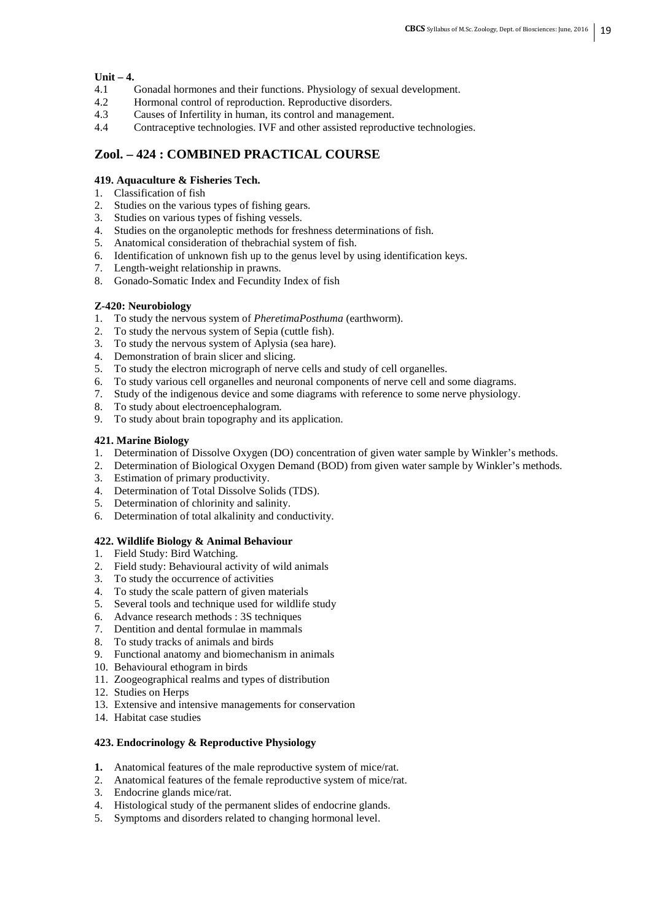**Unit – 4.**

4.1 Gonadal hormones and their functions. Physiology of sexual development.
4.2 Hormonal control of reproduction. Reproductive disorders.
4.3 Causes of Infertility in human, its control and management.
4.4 Contraceptive technologies. IVF and other assisted reproductive technologies.

## Zool. – 424 : COMBINED PRACTICAL COURSE

**419. Aquaculture & Fisheries Tech.**

1. Classification of fish
2. Studies on the various types of fishing gears.
3. Studies on various types of fishing vessels.
4. Studies on the organoleptic methods for freshness determinations of fish.
5. Anatomical consideration of thebrachial system of fish.
6. Identification of unknown fish up to the genus level by using identification keys.
7. Length-weight relationship in prawns.
8. Gonado-Somatic Index and Fecundity Index of fish

**Z-420: Neurobiology**

1. To study the nervous system of *PheretimaPosthuma* (earthworm).
2. To study the nervous system of Sepia (cuttle fish).
3. To study the nervous system of Aplysia (sea hare).
4. Demonstration of brain slicer and slicing.
5. To study the electron micrograph of nerve cells and study of cell organelles.
6. To study various cell organelles and neuronal components of nerve cell and some diagrams.
7. Study of the indigenous device and some diagrams with reference to some nerve physiology.
8. To study about electroencephalogram.
9. To study about brain topography and its application.

**421. Marine Biology**

1. Determination of Dissolve Oxygen (DO) concentration of given water sample by Winkler's methods.
2. Determination of Biological Oxygen Demand (BOD) from given water sample by Winkler's methods.
3. Estimation of primary productivity.
4. Determination of Total Dissolve Solids (TDS).
5. Determination of chlorinity and salinity.
6. Determination of total alkalinity and conductivity.

**422. Wildlife Biology & Animal Behaviour**

1. Field Study: Bird Watching.
2. Field study: Behavioural activity of wild animals
3. To study the occurrence of activities
4. To study the scale pattern of given materials
5. Several tools and technique used for wildlife study
6. Advance research methods : 3S techniques
7. Dentition and dental formulae in mammals
8. To study tracks of animals and birds
9. Functional anatomy and biomechanism in animals
10. Behavioural ethogram in birds
11. Zoogeographical realms and types of distribution
12. Studies on Herps
13. Extensive and intensive managements for conservation
14. Habitat case studies

**423. Endocrinology & Reproductive Physiology**

1. Anatomical features of the male reproductive system of mice/rat.
2. Anatomical features of the female reproductive system of mice/rat.
3. Endocrine glands mice/rat.
4. Histological study of the permanent slides of endocrine glands.
5. Symptoms and disorders related to changing hormonal level.